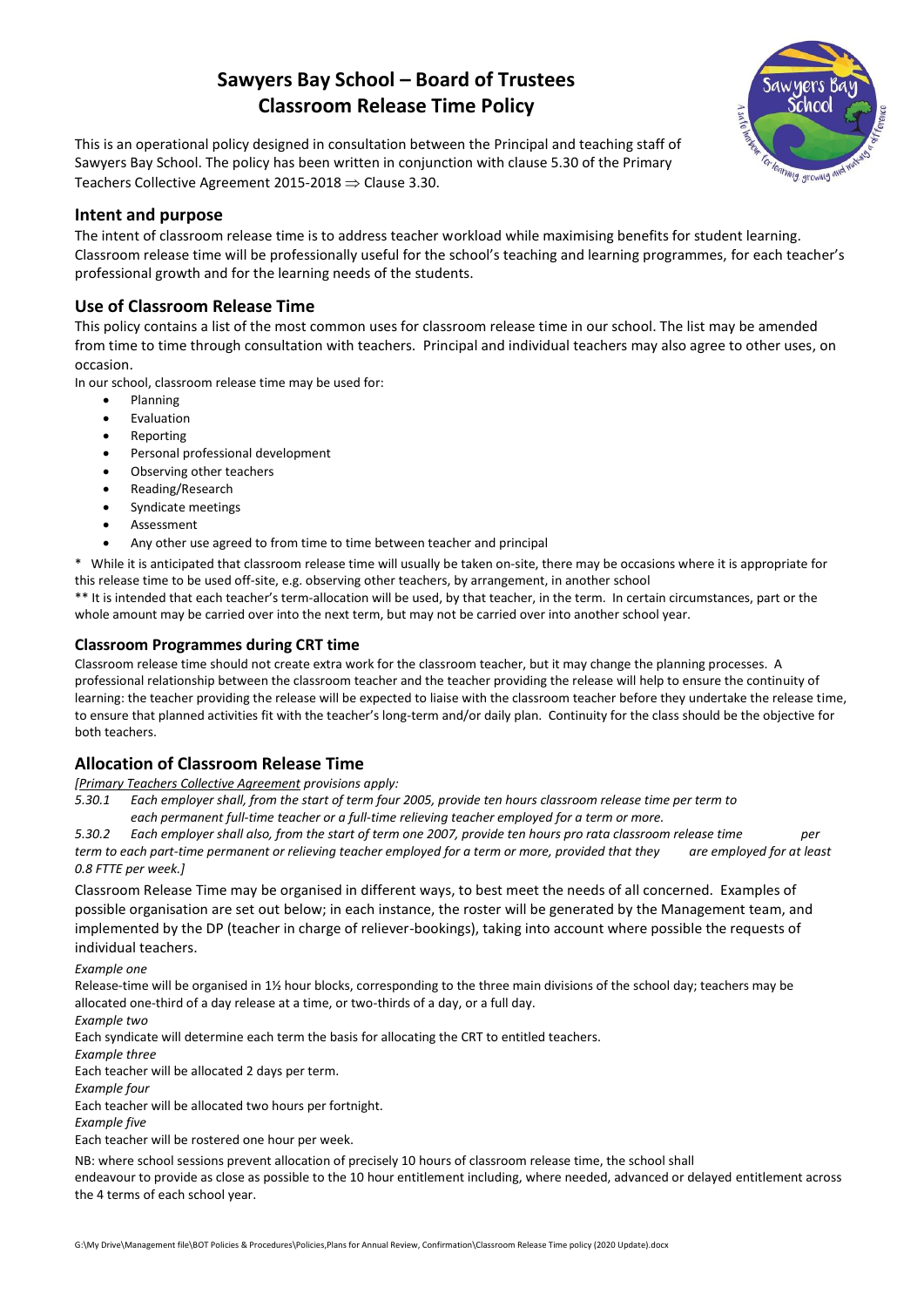# Sawyers Bay School – Board of Trustees
# Classroom Release Time Policy

This is an operational policy designed in consultation between the Principal and teaching staff of Sawyers Bay School. The policy has been written in conjunction with clause 5.30 of the Primary Teachers Collective Agreement 2015-2018 ⇒ Clause 3.30.

## Intent and purpose

The intent of classroom release time is to address teacher workload while maximising benefits for student learning. Classroom release time will be professionally useful for the school's teaching and learning programmes, for each teacher's professional growth and for the learning needs of the students.

## Use of Classroom Release Time

This policy contains a list of the most common uses for classroom release time in our school. The list may be amended from time to time through consultation with teachers. Principal and individual teachers may also agree to other uses, on occasion.

In our school, classroom release time may be used for:

- Planning
- Evaluation
- Reporting
- Personal professional development
- Observing other teachers
- Reading/Research
- Syndicate meetings
- Assessment
- Any other use agreed to from time to time between teacher and principal

\* While it is anticipated that classroom release time will usually be taken on-site, there may be occasions where it is appropriate for this release time to be used off-site, e.g. observing other teachers, by arrangement, in another school

\*\* It is intended that each teacher's term-allocation will be used, by that teacher, in the term. In certain circumstances, part or the whole amount may be carried over into the next term, but may not be carried over into another school year.

### Classroom Programmes during CRT time

Classroom release time should not create extra work for the classroom teacher, but it may change the planning processes. A professional relationship between the classroom teacher and the teacher providing the release will help to ensure the continuity of learning: the teacher providing the release will be expected to liaise with the classroom teacher before they undertake the release time, to ensure that planned activities fit with the teacher's long-term and/or daily plan. Continuity for the class should be the objective for both teachers.

## Allocation of Classroom Release Time

*[Primary Teachers Collective Agreement provisions apply:*

*5.30.1 Each employer shall, from the start of term four 2005, provide ten hours classroom release time per term to each permanent full-time teacher or a full-time relieving teacher employed for a term or more.*

*5.30.2 Each employer shall also, from the start of term one 2007, provide ten hours pro rata classroom release time per term to each part-time permanent or relieving teacher employed for a term or more, provided that they are employed for at least 0.8 FTTE per week.]*

Classroom Release Time may be organised in different ways, to best meet the needs of all concerned. Examples of possible organisation are set out below; in each instance, the roster will be generated by the Management team, and implemented by the DP (teacher in charge of reliever-bookings), taking into account where possible the requests of individual teachers.

*Example one*

Release-time will be organised in 1½ hour blocks, corresponding to the three main divisions of the school day; teachers may be allocated one-third of a day release at a time, or two-thirds of a day, or a full day.

*Example two*

Each syndicate will determine each term the basis for allocating the CRT to entitled teachers.

*Example three*

Each teacher will be allocated 2 days per term.

*Example four*

Each teacher will be allocated two hours per fortnight.

*Example five*

Each teacher will be rostered one hour per week.

NB: where school sessions prevent allocation of precisely 10 hours of classroom release time, the school shall endeavour to provide as close as possible to the 10 hour entitlement including, where needed, advanced or delayed entitlement across the 4 terms of each school year.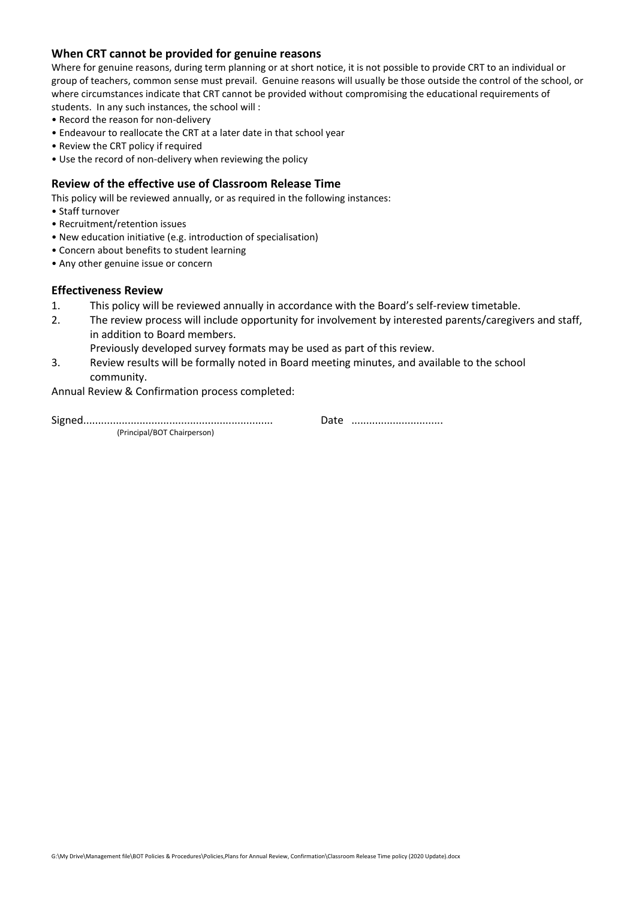### When CRT cannot be provided for genuine reasons

Where for genuine reasons, during term planning or at short notice, it is not possible to provide CRT to an individual or group of teachers, common sense must prevail. Genuine reasons will usually be those outside the control of the school, or where circumstances indicate that CRT cannot be provided without compromising the educational requirements of students. In any such instances, the school will :

- Record the reason for non-delivery
- Endeavour to reallocate the CRT at a later date in that school year
- Review the CRT policy if required
- Use the record of non-delivery when reviewing the policy

### Review of the effective use of Classroom Release Time

This policy will be reviewed annually, or as required in the following instances:

- Staff turnover
- Recruitment/retention issues
- New education initiative (e.g. introduction of specialisation)
- Concern about benefits to student learning
- Any other genuine issue or concern

### Effectiveness Review

1. This policy will be reviewed annually in accordance with the Board's self-review timetable.
2. The review process will include opportunity for involvement by interested parents/caregivers and staff, in addition to Board members.
   Previously developed survey formats may be used as part of this review.
3. Review results will be formally noted in Board meeting minutes, and available to the school community.

Annual Review & Confirmation process completed:

Signed............................................................... Date ..............................
(Principal/BOT Chairperson)

G:\My Drive\Management file\BOT Policies & Procedures\Policies,Plans for Annual Review, Confirmation\Classroom Release Time policy (2020 Update).docx